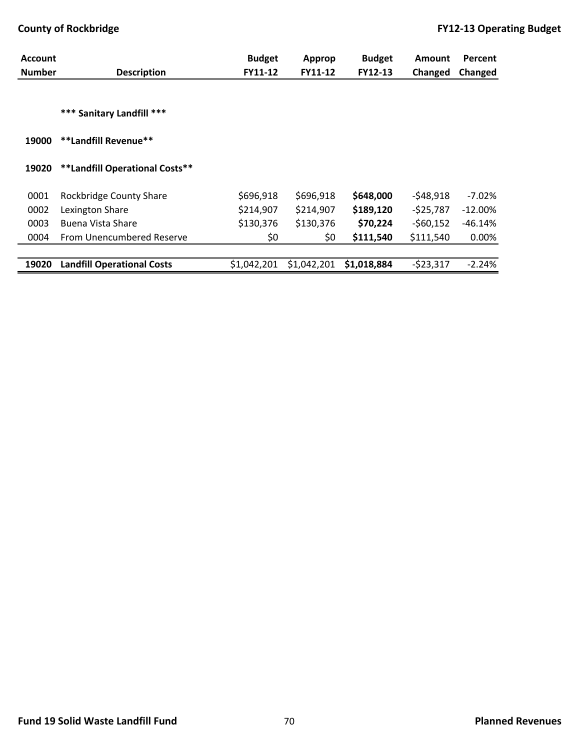| Account Number | Description | Budget FY11-12 | Approp FY11-12 | Budget FY12-13 | Amount Changed | Percent Changed |
|---|---|---|---|---|---|---|
| | **\*\*\* Sanitary Landfill \*\*\*** | | | | | |
| **19000** | **\*\*Landfill Revenue\*\*** | | | | | |
| **19020** | **\*\*Landfill Operational Costs\*\*** | | | | | |
| 0001 | Rockbridge County Share | $696,918 | $696,918 | **$648,000** | -$48,918 | -7.02% |
| 0002 | Lexington Share | $214,907 | $214,907 | **$189,120** | -$25,787 | -12.00% |
| 0003 | Buena Vista Share | $130,376 | $130,376 | **$70,224** | -$60,152 | -46.14% |
| 0004 | From Unencumbered Reserve | $0 | $0 | **$111,540** | $111,540 | 0.00% |
| **19020** | **Landfill Operational Costs** | $1,042,201 | $1,042,201 | **$1,018,884** | -$23,317 | -2.24% |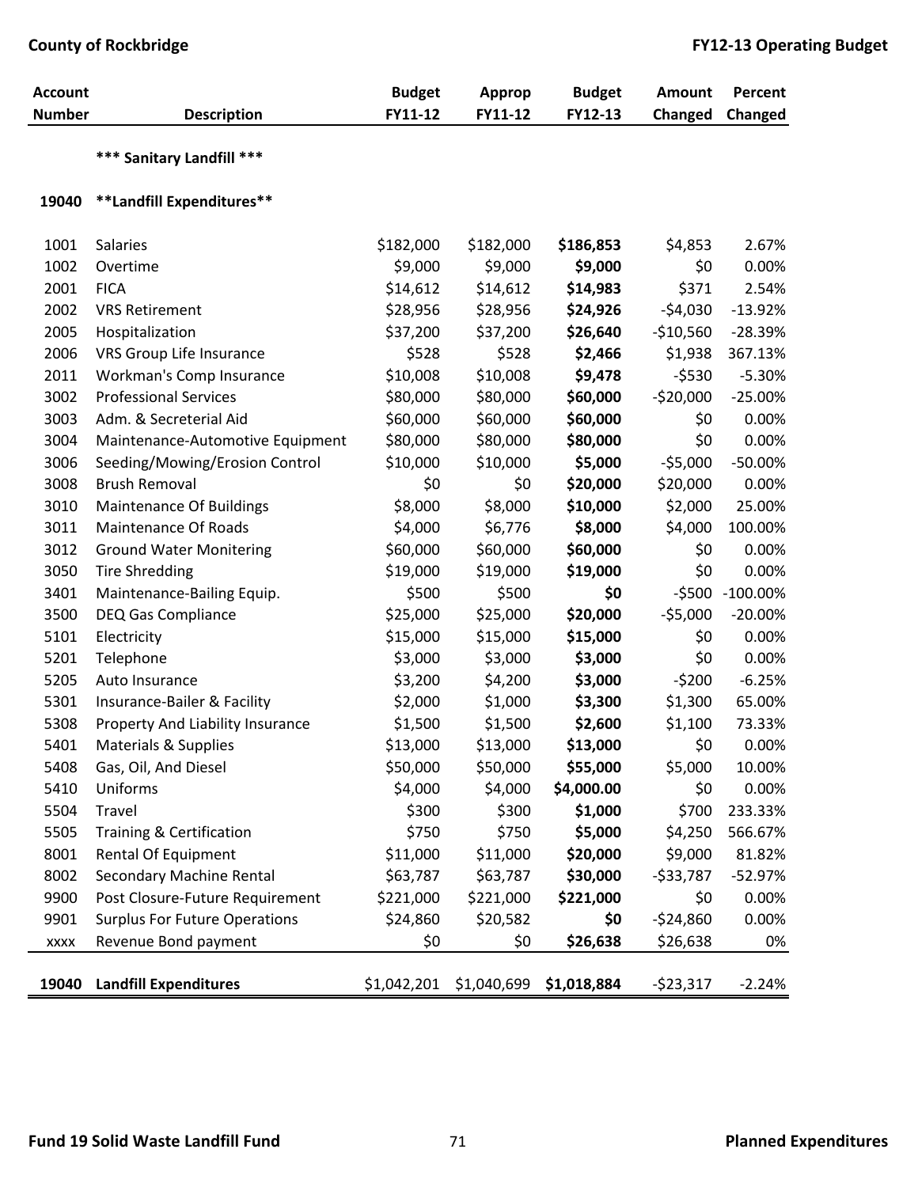| Account Number | Description | Budget FY11-12 | Approp FY11-12 | Budget FY12-13 | Amount Changed | Percent Changed |
|---|---|---|---|---|---|---|
| | **\*\*\* Sanitary Landfill \*\*\*** | | | | | |
| **19040** | **\*\*Landfill Expenditures\*\*** | | | | | |
| 1001 | Salaries | $182,000 | $182,000 | **$186,853** | $4,853 | 2.67% |
| 1002 | Overtime | $9,000 | $9,000 | **$9,000** | $0 | 0.00% |
| 2001 | FICA | $14,612 | $14,612 | **$14,983** | $371 | 2.54% |
| 2002 | VRS Retirement | $28,956 | $28,956 | **$24,926** | -$4,030 | -13.92% |
| 2005 | Hospitalization | $37,200 | $37,200 | **$26,640** | -$10,560 | -28.39% |
| 2006 | VRS Group Life Insurance | $528 | $528 | **$2,466** | $1,938 | 367.13% |
| 2011 | Workman's Comp Insurance | $10,008 | $10,008 | **$9,478** | -$530 | -5.30% |
| 3002 | Professional Services | $80,000 | $80,000 | **$60,000** | -$20,000 | -25.00% |
| 3003 | Adm. & Secreterial Aid | $60,000 | $60,000 | **$60,000** | $0 | 0.00% |
| 3004 | Maintenance-Automotive Equipment | $80,000 | $80,000 | **$80,000** | $0 | 0.00% |
| 3006 | Seeding/Mowing/Erosion Control | $10,000 | $10,000 | **$5,000** | -$5,000 | -50.00% |
| 3008 | Brush Removal | $0 | $0 | **$20,000** | $20,000 | 0.00% |
| 3010 | Maintenance Of Buildings | $8,000 | $8,000 | **$10,000** | $2,000 | 25.00% |
| 3011 | Maintenance Of Roads | $4,000 | $6,776 | **$8,000** | $4,000 | 100.00% |
| 3012 | Ground Water Monitering | $60,000 | $60,000 | **$60,000** | $0 | 0.00% |
| 3050 | Tire Shredding | $19,000 | $19,000 | **$19,000** | $0 | 0.00% |
| 3401 | Maintenance-Bailing Equip. | $500 | $500 | **$0** | -$500 | -100.00% |
| 3500 | DEQ Gas Compliance | $25,000 | $25,000 | **$20,000** | -$5,000 | -20.00% |
| 5101 | Electricity | $15,000 | $15,000 | **$15,000** | $0 | 0.00% |
| 5201 | Telephone | $3,000 | $3,000 | **$3,000** | $0 | 0.00% |
| 5205 | Auto Insurance | $3,200 | $4,200 | **$3,000** | -$200 | -6.25% |
| 5301 | Insurance-Bailer & Facility | $2,000 | $1,000 | **$3,300** | $1,300 | 65.00% |
| 5308 | Property And Liability Insurance | $1,500 | $1,500 | **$2,600** | $1,100 | 73.33% |
| 5401 | Materials & Supplies | $13,000 | $13,000 | **$13,000** | $0 | 0.00% |
| 5408 | Gas, Oil, And Diesel | $50,000 | $50,000 | **$55,000** | $5,000 | 10.00% |
| 5410 | Uniforms | $4,000 | $4,000 | **$4,000.00** | $0 | 0.00% |
| 5504 | Travel | $300 | $300 | **$1,000** | $700 | 233.33% |
| 5505 | Training & Certification | $750 | $750 | **$5,000** | $4,250 | 566.67% |
| 8001 | Rental Of Equipment | $11,000 | $11,000 | **$20,000** | $9,000 | 81.82% |
| 8002 | Secondary Machine Rental | $63,787 | $63,787 | **$30,000** | -$33,787 | -52.97% |
| 9900 | Post Closure-Future Requirement | $221,000 | $221,000 | **$221,000** | $0 | 0.00% |
| 9901 | Surplus For Future Operations | $24,860 | $20,582 | **$0** | -$24,860 | 0.00% |
| xxxx | Revenue Bond payment | $0 | $0 | **$26,638** | $26,638 | 0% |
| **19040** | **Landfill Expenditures** | $1,042,201 | $1,040,699 | **$1,018,884** | -$23,317 | -2.24% |